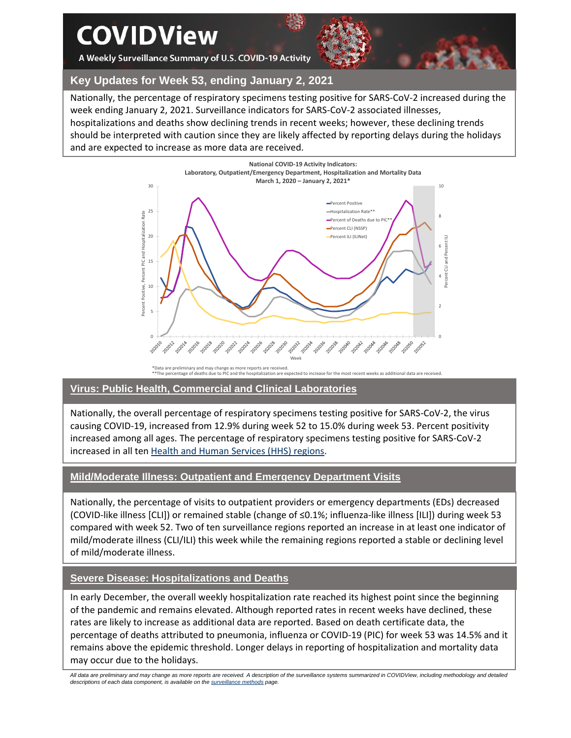# COVIDView

A Weekly Surveillance Summary of U.S. COVID-19 Activity

## Key Updates for Week 53, ending January 2, 2021

Nationally, the percentage of respiratory specimens testing positive for SARS-CoV-2 increased during the week ending January 2, 2021. Surveillance indicators for SARS-CoV-2 associated illnesses, hospitalizations and deaths show declining trends in recent weeks; however, these declining trends should be interpreted with caution since they are likely affected by reporting delays during the holidays and are expected to increase as more data are received.

**National COVID-19 Activity Indicators: Laboratory, Outpatient/Emergency Department, Hospitalization and Mortality Data March 1, 2020 – January 2, 2021***

*Data are preliminary and may change as more reports are received.
**The percentage of deaths due to PIC and the hospitalization are expected to increase for the most recent weeks as additional data are received.

## Virus: Public Health, Commercial and Clinical Laboratories

Nationally, the overall percentage of respiratory specimens testing positive for SARS-CoV-2, the virus causing COVID-19, increased from 12.9% during week 52 to 15.0% during week 53. Percent positivity increased among all ages. The percentage of respiratory specimens testing positive for SARS-CoV-2 increased in all ten Health and Human Services (HHS) regions.

## Mild/Moderate Illness: Outpatient and Emergency Department Visits

Nationally, the percentage of visits to outpatient providers or emergency departments (EDs) decreased (COVID-like illness [CLI]) or remained stable (change of ≤0.1%; influenza-like illness [ILI]) during week 53 compared with week 52. Two of ten surveillance regions reported an increase in at least one indicator of mild/moderate illness (CLI/ILI) this week while the remaining regions reported a stable or declining level of mild/moderate illness.

## Severe Disease: Hospitalizations and Deaths

In early December, the overall weekly hospitalization rate reached its highest point since the beginning of the pandemic and remains elevated. Although reported rates in recent weeks have declined, these rates are likely to increase as additional data are reported. Based on death certificate data, the percentage of deaths attributed to pneumonia, influenza or COVID-19 (PIC) for week 53 was 14.5% and it remains above the epidemic threshold. Longer delays in reporting of hospitalization and mortality data may occur due to the holidays.

*All data are preliminary and may change as more reports are received. A description of the surveillance systems summarized in COVIDView, including methodology and detailed descriptions of each data component, is available on the surveillance methods page.*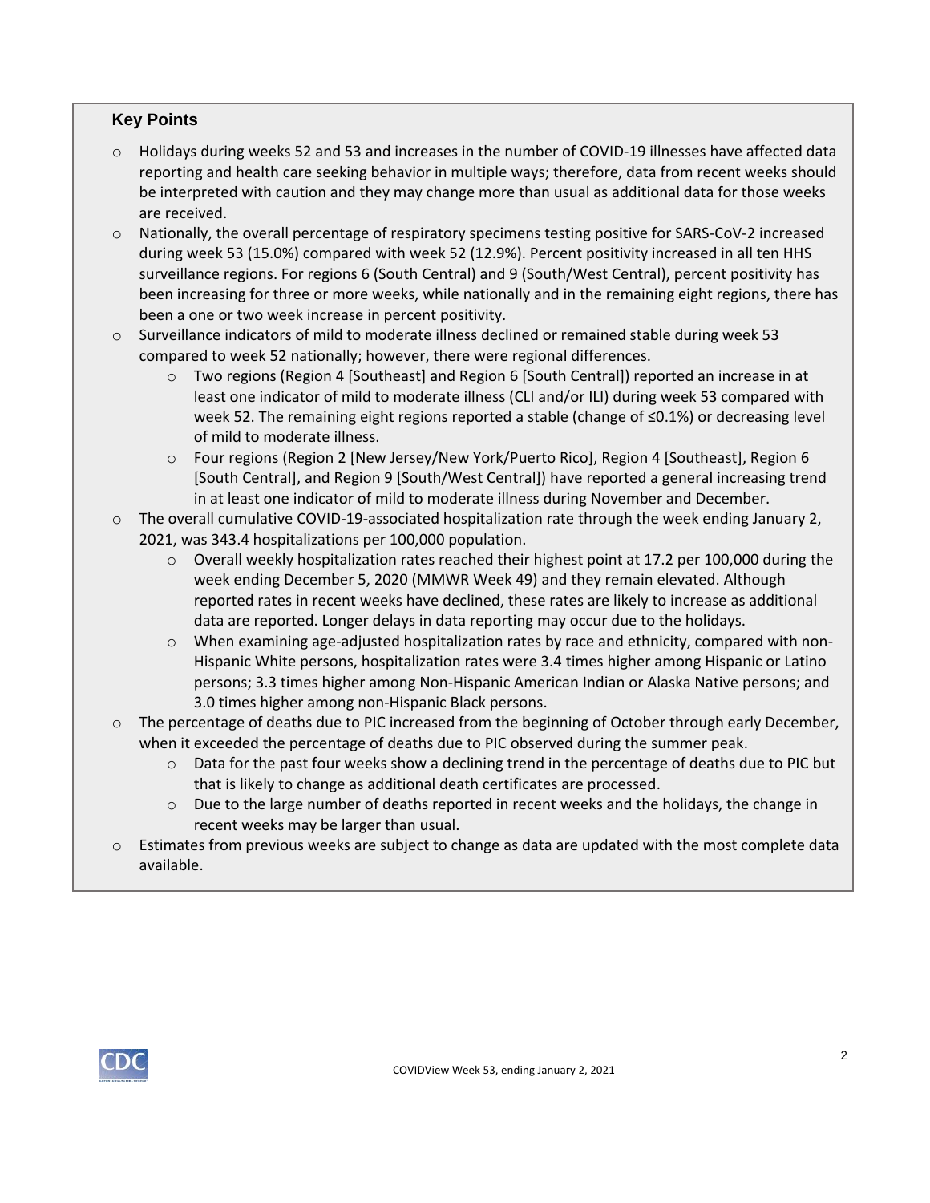### Key Points

- Holidays during weeks 52 and 53 and increases in the number of COVID-19 illnesses have affected data reporting and health care seeking behavior in multiple ways; therefore, data from recent weeks should be interpreted with caution and they may change more than usual as additional data for those weeks are received.
- Nationally, the overall percentage of respiratory specimens testing positive for SARS-CoV-2 increased during week 53 (15.0%) compared with week 52 (12.9%). Percent positivity increased in all ten HHS surveillance regions. For regions 6 (South Central) and 9 (South/West Central), percent positivity has been increasing for three or more weeks, while nationally and in the remaining eight regions, there has been a one or two week increase in percent positivity.
- Surveillance indicators of mild to moderate illness declined or remained stable during week 53 compared to week 52 nationally; however, there were regional differences.
    - Two regions (Region 4 [Southeast] and Region 6 [South Central]) reported an increase in at least one indicator of mild to moderate illness (CLI and/or ILI) during week 53 compared with week 52. The remaining eight regions reported a stable (change of ≤0.1%) or decreasing level of mild to moderate illness.
    - Four regions (Region 2 [New Jersey/New York/Puerto Rico], Region 4 [Southeast], Region 6 [South Central], and Region 9 [South/West Central]) have reported a general increasing trend in at least one indicator of mild to moderate illness during November and December.
- The overall cumulative COVID-19-associated hospitalization rate through the week ending January 2, 2021, was 343.4 hospitalizations per 100,000 population.
    - Overall weekly hospitalization rates reached their highest point at 17.2 per 100,000 during the week ending December 5, 2020 (MMWR Week 49) and they remain elevated. Although reported rates in recent weeks have declined, these rates are likely to increase as additional data are reported. Longer delays in data reporting may occur due to the holidays.
    - When examining age-adjusted hospitalization rates by race and ethnicity, compared with non-Hispanic White persons, hospitalization rates were 3.4 times higher among Hispanic or Latino persons; 3.3 times higher among Non-Hispanic American Indian or Alaska Native persons; and 3.0 times higher among non-Hispanic Black persons.
- The percentage of deaths due to PIC increased from the beginning of October through early December, when it exceeded the percentage of deaths due to PIC observed during the summer peak.
    - Data for the past four weeks show a declining trend in the percentage of deaths due to PIC but that is likely to change as additional death certificates are processed.
    - Due to the large number of deaths reported in recent weeks and the holidays, the change in recent weeks may be larger than usual.
- Estimates from previous weeks are subject to change as data are updated with the most complete data available.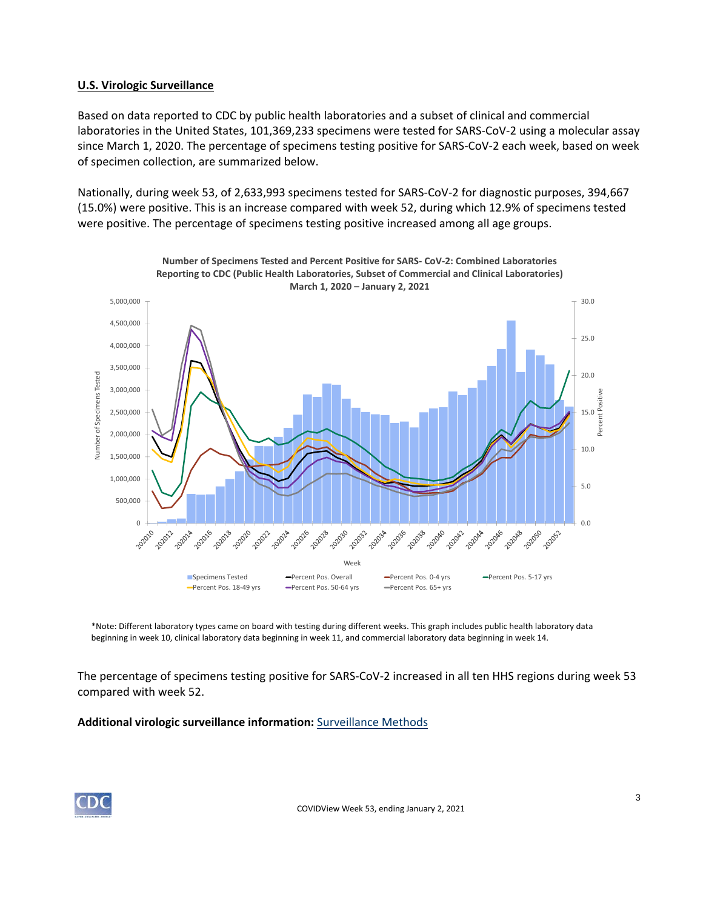## U.S. Virologic Surveillance

Based on data reported to CDC by public health laboratories and a subset of clinical and commercial laboratories in the United States, 101,369,233 specimens were tested for SARS-CoV-2 using a molecular assay since March 1, 2020. The percentage of specimens testing positive for SARS-CoV-2 each week, based on week of specimen collection, are summarized below.

Nationally, during week 53, of 2,633,993 specimens tested for SARS-CoV-2 for diagnostic purposes, 394,667 (15.0%) were positive. This is an increase compared with week 52, during which 12.9% of specimens tested were positive. The percentage of specimens testing positive increased among all age groups.

**Number of Specimens Tested and Percent Positive for SARS- CoV-2: Combined Laboratories Reporting to CDC (Public Health Laboratories, Subset of Commercial and Clinical Laboratories) March 1, 2020 – January 2, 2021**

*Note: Different laboratory types came on board with testing during different weeks. This graph includes public health laboratory data beginning in week 10, clinical laboratory data beginning in week 11, and commercial laboratory data beginning in week 14.

The percentage of specimens testing positive for SARS-CoV-2 increased in all ten HHS regions during week 53 compared with week 52.

**Additional virologic surveillance information:** Surveillance Methods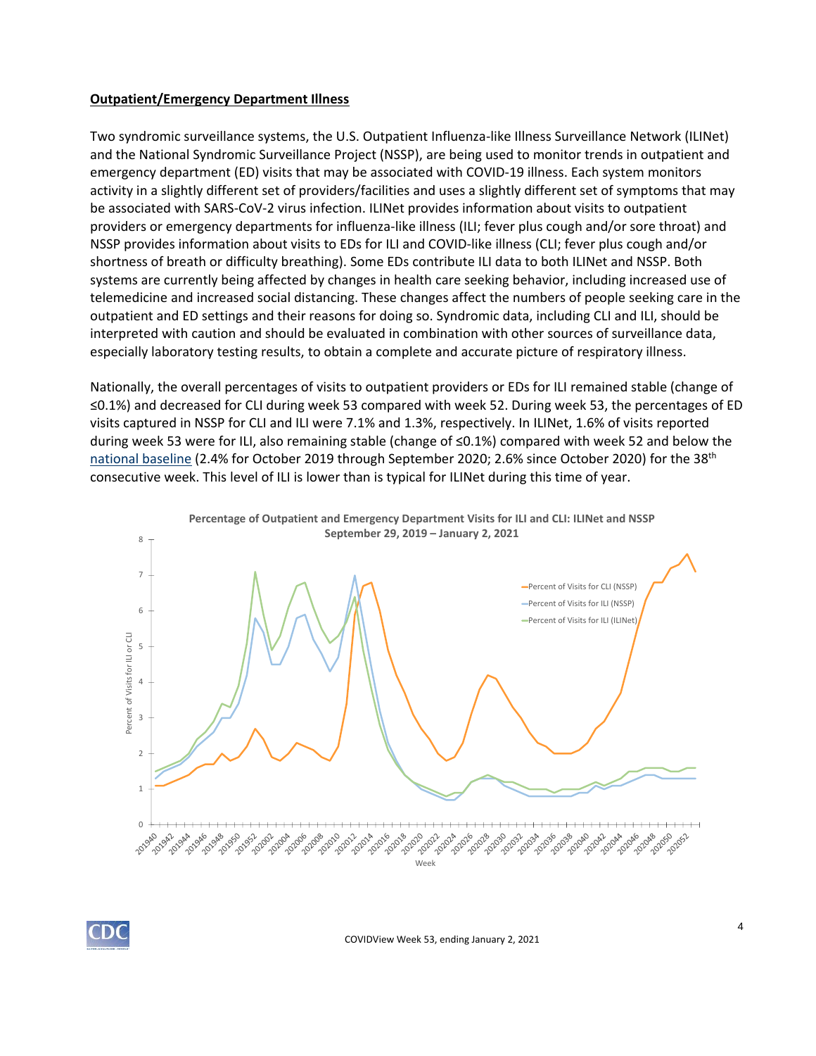**Outpatient/Emergency Department Illness**

Two syndromic surveillance systems, the U.S. Outpatient Influenza-like Illness Surveillance Network (ILINet) and the National Syndromic Surveillance Project (NSSP), are being used to monitor trends in outpatient and emergency department (ED) visits that may be associated with COVID-19 illness. Each system monitors activity in a slightly different set of providers/facilities and uses a slightly different set of symptoms that may be associated with SARS-CoV-2 virus infection. ILINet provides information about visits to outpatient providers or emergency departments for influenza-like illness (ILI; fever plus cough and/or sore throat) and NSSP provides information about visits to EDs for ILI and COVID-like illness (CLI; fever plus cough and/or shortness of breath or difficulty breathing). Some EDs contribute ILI data to both ILINet and NSSP. Both systems are currently being affected by changes in health care seeking behavior, including increased use of telemedicine and increased social distancing. These changes affect the numbers of people seeking care in the outpatient and ED settings and their reasons for doing so. Syndromic data, including CLI and ILI, should be interpreted with caution and should be evaluated in combination with other sources of surveillance data, especially laboratory testing results, to obtain a complete and accurate picture of respiratory illness.

Nationally, the overall percentages of visits to outpatient providers or EDs for ILI remained stable (change of ≤0.1%) and decreased for CLI during week 53 compared with week 52. During week 53, the percentages of ED visits captured in NSSP for CLI and ILI were 7.1% and 1.3%, respectively. In ILINet, 1.6% of visits reported during week 53 were for ILI, also remaining stable (change of ≤0.1%) compared with week 52 and below the national baseline (2.4% for October 2019 through September 2020; 2.6% since October 2020) for the 38th consecutive week. This level of ILI is lower than is typical for ILINet during this time of year.

**Percentage of Outpatient and Emergency Department Visits for ILI and CLI: ILINet and NSSP**
**September 29, 2019 – January 2, 2021**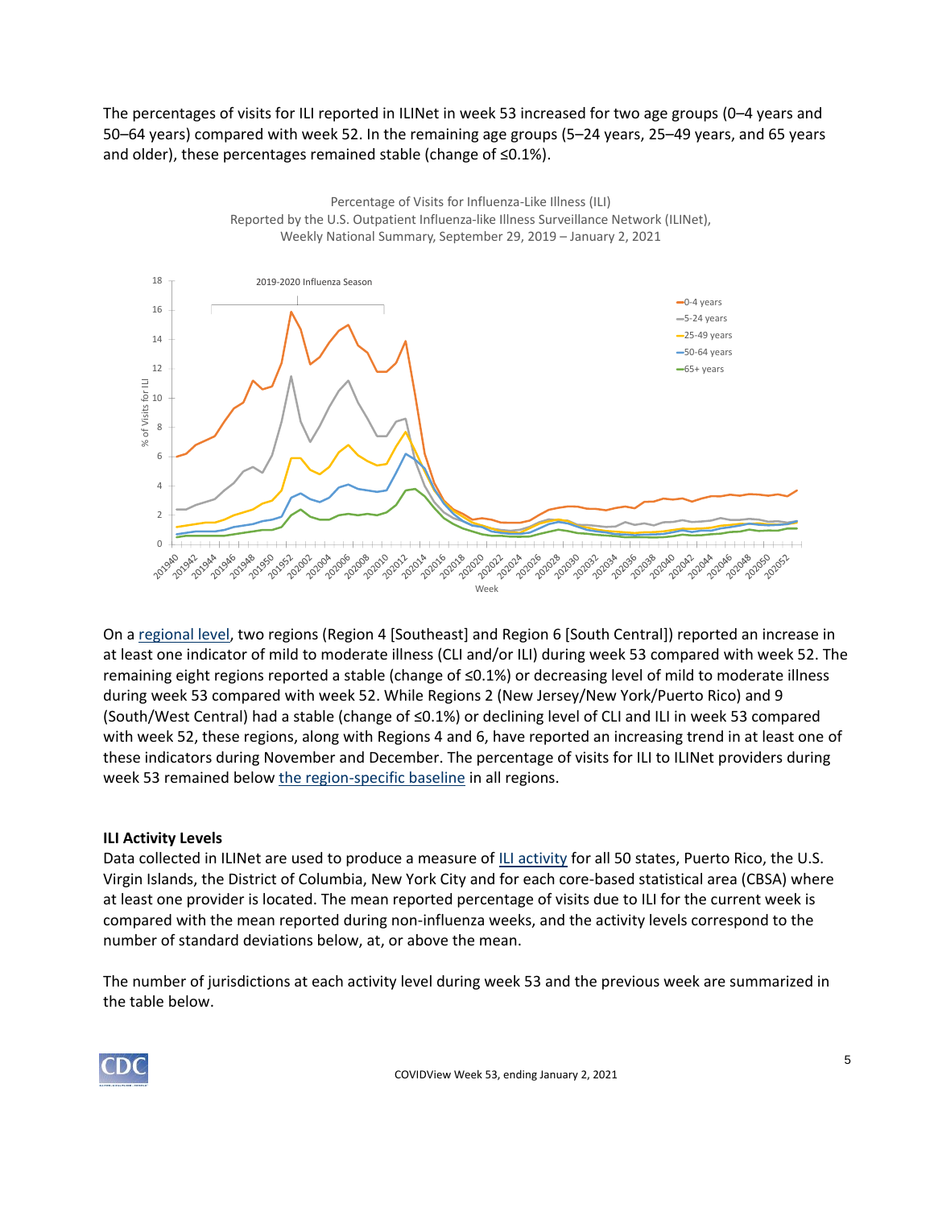The percentages of visits for ILI reported in ILINet in week 53 increased for two age groups (0–4 years and 50–64 years) compared with week 52. In the remaining age groups (5–24 years, 25–49 years, and 65 years and older), these percentages remained stable (change of ≤0.1%).

Percentage of Visits for Influenza-Like Illness (ILI) Reported by the U.S. Outpatient Influenza-like Illness Surveillance Network (ILINet), Weekly National Summary, September 29, 2019 – January 2, 2021

On a regional level, two regions (Region 4 [Southeast] and Region 6 [South Central]) reported an increase in at least one indicator of mild to moderate illness (CLI and/or ILI) during week 53 compared with week 52. The remaining eight regions reported a stable (change of ≤0.1%) or decreasing level of mild to moderate illness during week 53 compared with week 52. While Regions 2 (New Jersey/New York/Puerto Rico) and 9 (South/West Central) had a stable (change of ≤0.1%) or declining level of CLI and ILI in week 53 compared with week 52, these regions, along with Regions 4 and 6, have reported an increasing trend in at least one of these indicators during November and December. The percentage of visits for ILI to ILINet providers during week 53 remained below the region-specific baseline in all regions.

**ILI Activity Levels**

Data collected in ILINet are used to produce a measure of ILI activity for all 50 states, Puerto Rico, the U.S. Virgin Islands, the District of Columbia, New York City and for each core-based statistical area (CBSA) where at least one provider is located. The mean reported percentage of visits due to ILI for the current week is compared with the mean reported during non-influenza weeks, and the activity levels correspond to the number of standard deviations below, at, or above the mean.

The number of jurisdictions at each activity level during week 53 and the previous week are summarized in the table below.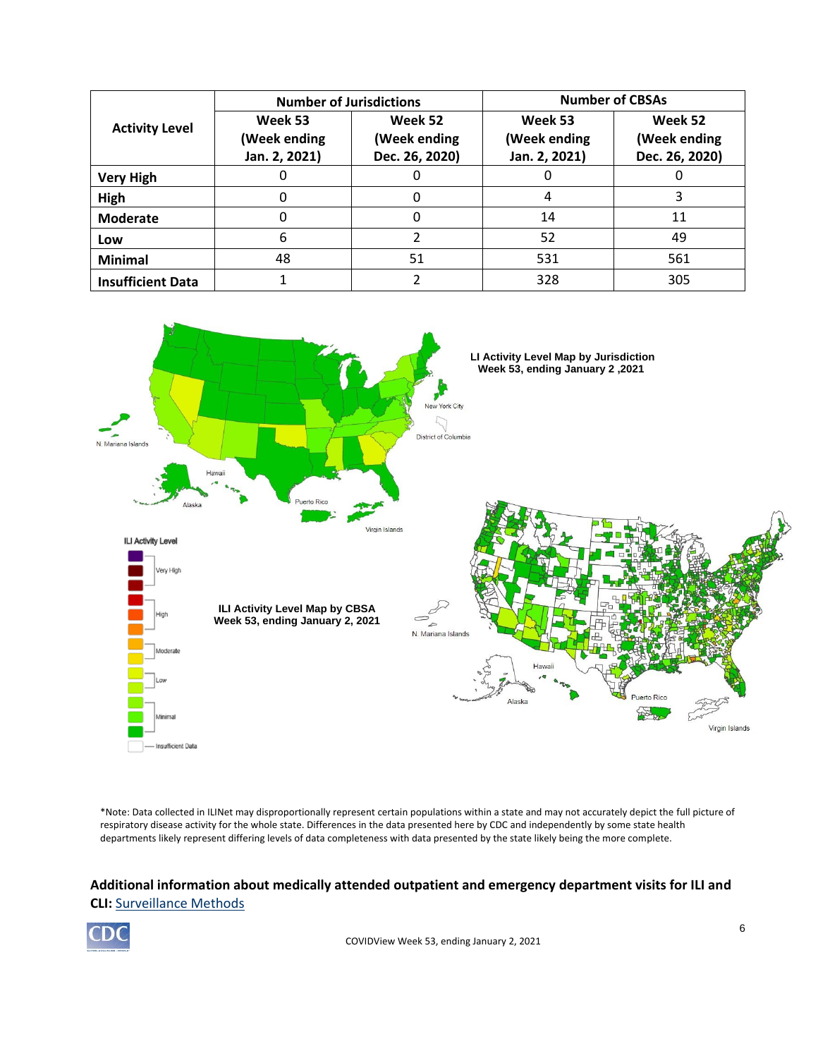| Activity Level | Number of Jurisdictions | | Number of CBSAs | |
|---|---|---|---|---|
| | Week 53 (Week ending Jan. 2, 2021) | Week 52 (Week ending Dec. 26, 2020) | Week 53 (Week ending Jan. 2, 2021) | Week 52 (Week ending Dec. 26, 2020) |
| **Very High** | 0 | 0 | 0 | 0 |
| **High** | 0 | 0 | 4 | 3 |
| **Moderate** | 0 | 0 | 14 | 11 |
| **Low** | 6 | 2 | 52 | 49 |
| **Minimal** | 48 | 51 | 531 | 561 |
| **Insufficient Data** | 1 | 2 | 328 | 305 |

**LI Activity Level Map by Jurisdiction Week 53, ending January 2 ,2021**

**ILI Activity Level Map by CBSA Week 53, ending January 2, 2021**

*Note: Data collected in ILINet may disproportionally represent certain populations within a state and may not accurately depict the full picture of respiratory disease activity for the whole state. Differences in the data presented here by CDC and independently by some state health departments likely represent differing levels of data completeness with data presented by the state likely being the more complete.

**Additional information about medically attended outpatient and emergency department visits for ILI and CLI:** [Surveillance Methods]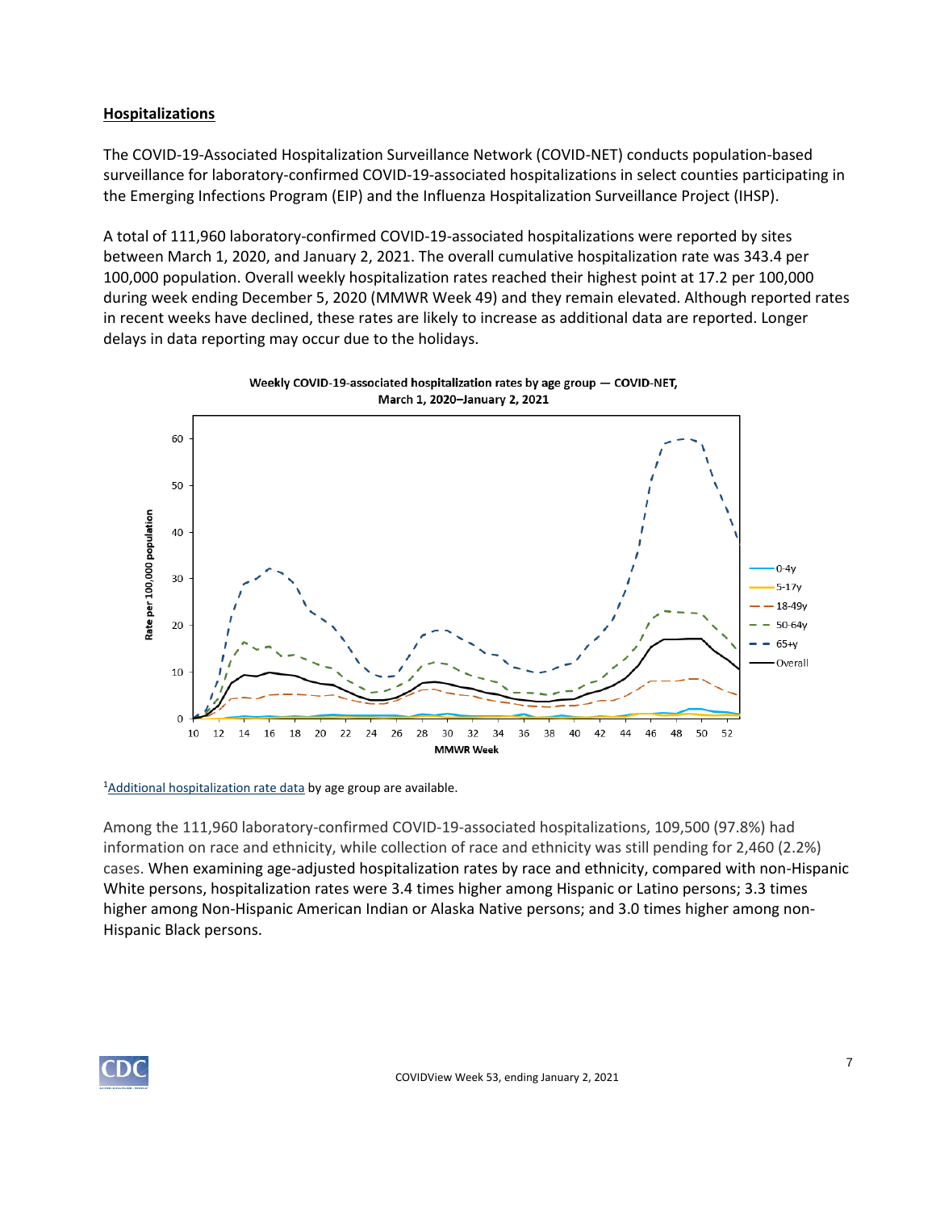## Hospitalizations

The COVID-19-Associated Hospitalization Surveillance Network (COVID-NET) conducts population-based surveillance for laboratory-confirmed COVID-19-associated hospitalizations in select counties participating in the Emerging Infections Program (EIP) and the Influenza Hospitalization Surveillance Project (IHSP).

A total of 111,960 laboratory-confirmed COVID-19-associated hospitalizations were reported by sites between March 1, 2020, and January 2, 2021. The overall cumulative hospitalization rate was 343.4 per 100,000 population. Overall weekly hospitalization rates reached their highest point at 17.2 per 100,000 during week ending December 5, 2020 (MMWR Week 49) and they remain elevated. Although reported rates in recent weeks have declined, these rates are likely to increase as additional data are reported. Longer delays in data reporting may occur due to the holidays.

**Weekly COVID-19-associated hospitalization rates by age group — COVID-NET, March 1, 2020–January 2, 2021**

[1]Additional hospitalization rate data by age group are available.

Among the 111,960 laboratory-confirmed COVID-19-associated hospitalizations, 109,500 (97.8%) had information on race and ethnicity, while collection of race and ethnicity was still pending for 2,460 (2.2%) cases. When examining age-adjusted hospitalization rates by race and ethnicity, compared with non-Hispanic White persons, hospitalization rates were 3.4 times higher among Hispanic or Latino persons; 3.3 times higher among Non-Hispanic American Indian or Alaska Native persons; and 3.0 times higher among non-Hispanic Black persons.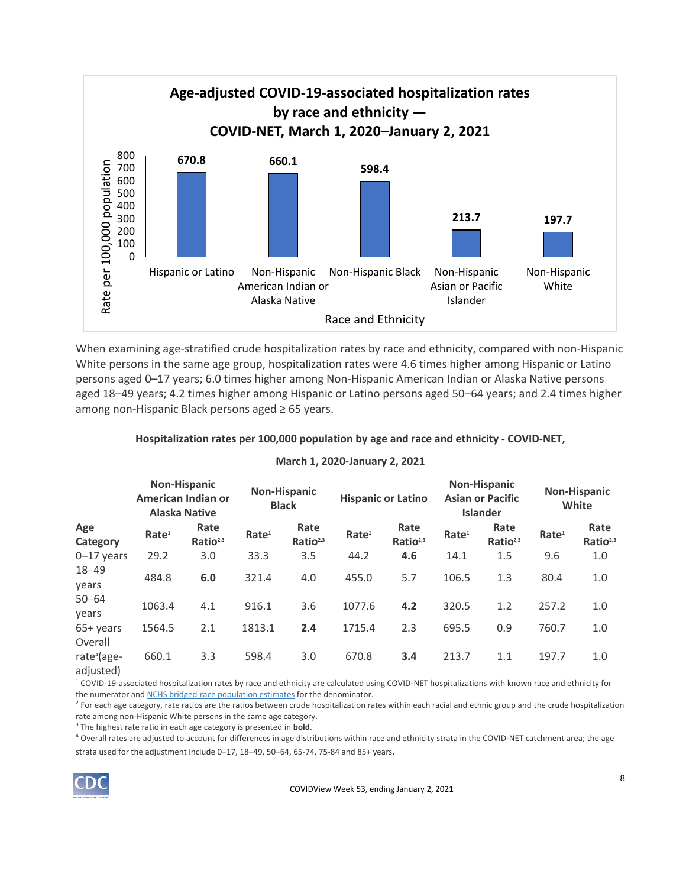**Age-adjusted COVID-19-associated hospitalization rates by race and ethnicity — COVID-NET, March 1, 2020–January 2, 2021**

| Race and Ethnicity | Rate per 100,000 population |
|---|---|
| Hispanic or Latino | 670.8 |
| Non-Hispanic American Indian or Alaska Native | 660.1 |
| Non-Hispanic Black | 598.4 |
| Non-Hispanic Asian or Pacific Islander | 213.7 |
| Non-Hispanic White | 197.7 |

When examining age-stratified crude hospitalization rates by race and ethnicity, compared with non-Hispanic White persons in the same age group, hospitalization rates were 4.6 times higher among Hispanic or Latino persons aged 0–17 years; 6.0 times higher among Non-Hispanic American Indian or Alaska Native persons aged 18–49 years; 4.2 times higher among Hispanic or Latino persons aged 50–64 years; and 2.4 times higher among non-Hispanic Black persons aged ≥ 65 years.

**Hospitalization rates per 100,000 population by age and race and ethnicity - COVID-NET, March 1, 2020-January 2, 2021**

| | Non-Hispanic American Indian or Alaska Native | | Non-Hispanic Black | | Hispanic or Latino | | Non-Hispanic Asian or Pacific Islander | | Non-Hispanic White | |
|---|---|---|---|---|---|---|---|---|---|---|
| **Age Category** | **Rate[1]** | **Rate Ratio[2,3]** | **Rate[1]** | **Rate Ratio[2,3]** | **Rate[1]** | **Rate Ratio[2,3]** | **Rate[1]** | **Rate Ratio[2,3]** | **Rate[1]** | **Rate Ratio[2,3]** |
| 0–17 years | 29.2 | 3.0 | 33.3 | 3.5 | 44.2 | **4.6** | 14.1 | 1.5 | 9.6 | 1.0 |
| 18–49 years | 484.8 | **6.0** | 321.4 | 4.0 | 455.0 | 5.7 | 106.5 | 1.3 | 80.4 | 1.0 |
| 50–64 years | 1063.4 | 4.1 | 916.1 | 3.6 | 1077.6 | **4.2** | 320.5 | 1.2 | 257.2 | 1.0 |
| 65+ years | 1564.5 | 2.1 | 1813.1 | **2.4** | 1715.4 | 2.3 | 695.5 | 0.9 | 760.7 | 1.0 |
| Overall rate[4](age-adjusted) | 660.1 | 3.3 | 598.4 | 3.0 | 670.8 | **3.4** | 213.7 | 1.1 | 197.7 | 1.0 |

[1] COVID-19-associated hospitalization rates by race and ethnicity are calculated using COVID-NET hospitalizations with known race and ethnicity for the numerator and NCHS bridged-race population estimates for the denominator.

[2] For each age category, rate ratios are the ratios between crude hospitalization rates within each racial and ethnic group and the crude hospitalization rate among non-Hispanic White persons in the same age category.

[3] The highest rate ratio in each age category is presented in **bold**.

[4] Overall rates are adjusted to account for differences in age distributions within race and ethnicity strata in the COVID-NET catchment area; the age strata used for the adjustment include 0–17, 18–49, 50–64, 65-74, 75-84 and 85+ years.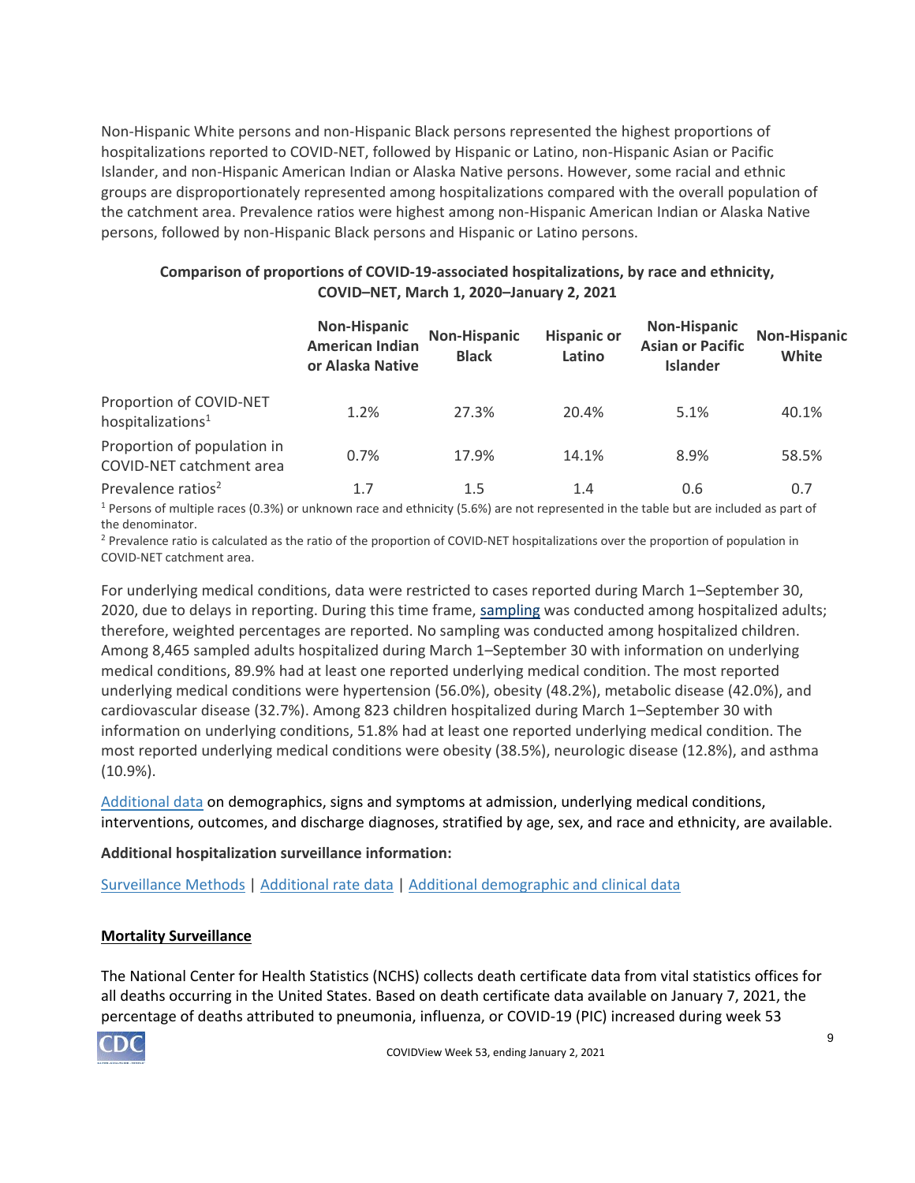Non-Hispanic White persons and non-Hispanic Black persons represented the highest proportions of hospitalizations reported to COVID-NET, followed by Hispanic or Latino, non-Hispanic Asian or Pacific Islander, and non-Hispanic American Indian or Alaska Native persons. However, some racial and ethnic groups are disproportionately represented among hospitalizations compared with the overall population of the catchment area. Prevalence ratios were highest among non-Hispanic American Indian or Alaska Native persons, followed by non-Hispanic Black persons and Hispanic or Latino persons.

**Comparison of proportions of COVID-19-associated hospitalizations, by race and ethnicity, COVID–NET, March 1, 2020–January 2, 2021**

| | Non-Hispanic American Indian or Alaska Native | Non-Hispanic Black | Hispanic or Latino | Non-Hispanic Asian or Pacific Islander | Non-Hispanic White |
|---|---|---|---|---|---|
| Proportion of COVID-NET hospitalizations[1] | 1.2% | 27.3% | 20.4% | 5.1% | 40.1% |
| Proportion of population in COVID-NET catchment area | 0.7% | 17.9% | 14.1% | 8.9% | 58.5% |
| Prevalence ratios[2] | 1.7 | 1.5 | 1.4 | 0.6 | 0.7 |

[1] Persons of multiple races (0.3%) or unknown race and ethnicity (5.6%) are not represented in the table but are included as part of the denominator.

[2] Prevalence ratio is calculated as the ratio of the proportion of COVID-NET hospitalizations over the proportion of population in COVID-NET catchment area.

For underlying medical conditions, data were restricted to cases reported during March 1–September 30, 2020, due to delays in reporting. During this time frame, sampling was conducted among hospitalized adults; therefore, weighted percentages are reported. No sampling was conducted among hospitalized children. Among 8,465 sampled adults hospitalized during March 1–September 30 with information on underlying medical conditions, 89.9% had at least one reported underlying medical condition. The most reported underlying medical conditions were hypertension (56.0%), obesity (48.2%), metabolic disease (42.0%), and cardiovascular disease (32.7%). Among 823 children hospitalized during March 1–September 30 with information on underlying conditions, 51.8% had at least one reported underlying medical condition. The most reported underlying medical conditions were obesity (38.5%), neurologic disease (12.8%), and asthma (10.9%).

Additional data on demographics, signs and symptoms at admission, underlying medical conditions, interventions, outcomes, and discharge diagnoses, stratified by age, sex, and race and ethnicity, are available.

**Additional hospitalization surveillance information:**

Surveillance Methods | Additional rate data | Additional demographic and clinical data

**Mortality Surveillance**

The National Center for Health Statistics (NCHS) collects death certificate data from vital statistics offices for all deaths occurring in the United States. Based on death certificate data available on January 7, 2021, the percentage of deaths attributed to pneumonia, influenza, or COVID-19 (PIC) increased during week 53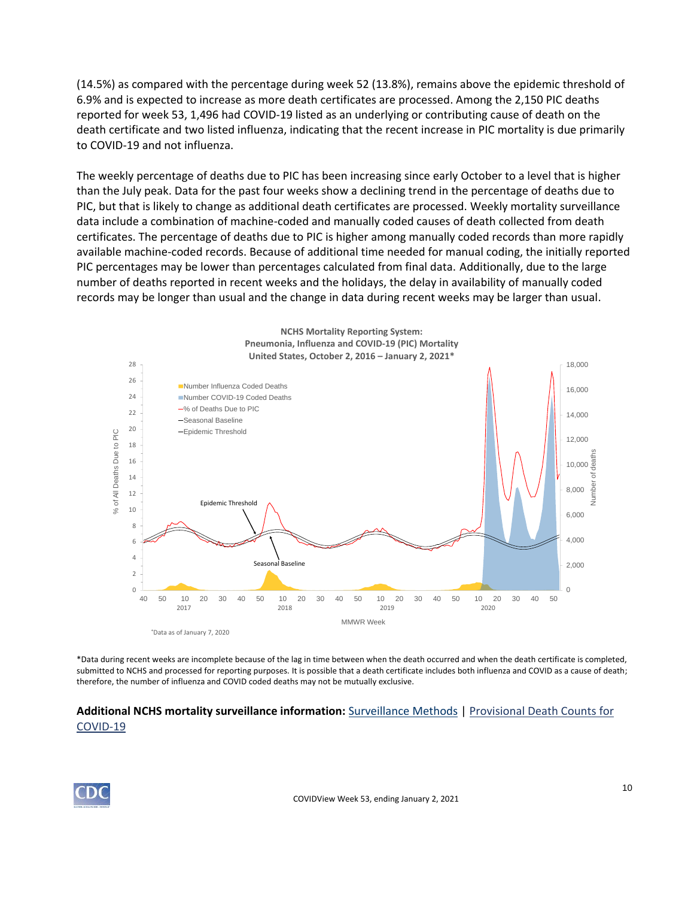(14.5%) as compared with the percentage during week 52 (13.8%), remains above the epidemic threshold of 6.9% and is expected to increase as more death certificates are processed. Among the 2,150 PIC deaths reported for week 53, 1,496 had COVID-19 listed as an underlying or contributing cause of death on the death certificate and two listed influenza, indicating that the recent increase in PIC mortality is due primarily to COVID-19 and not influenza.

The weekly percentage of deaths due to PIC has been increasing since early October to a level that is higher than the July peak. Data for the past four weeks show a declining trend in the percentage of deaths due to PIC, but that is likely to change as additional death certificates are processed. Weekly mortality surveillance data include a combination of machine-coded and manually coded causes of death collected from death certificates. The percentage of deaths due to PIC is higher among manually coded records than more rapidly available machine-coded records. Because of additional time needed for manual coding, the initially reported PIC percentages may be lower than percentages calculated from final data. Additionally, due to the large number of deaths reported in recent weeks and the holidays, the delay in availability of manually coded records may be longer than usual and the change in data during recent weeks may be larger than usual.

**NCHS Mortality Reporting System: Pneumonia, Influenza and COVID-19 (PIC) Mortality United States, October 2, 2016 – January 2, 2021***

*Data as of January 7, 2020

*Data during recent weeks are incomplete because of the lag in time between when the death occurred and when the death certificate is completed, submitted to NCHS and processed for reporting purposes. It is possible that a death certificate includes both influenza and COVID as a cause of death; therefore, the number of influenza and COVID coded deaths may not be mutually exclusive.

**Additional NCHS mortality surveillance information:** Surveillance Methods | Provisional Death Counts for COVID-19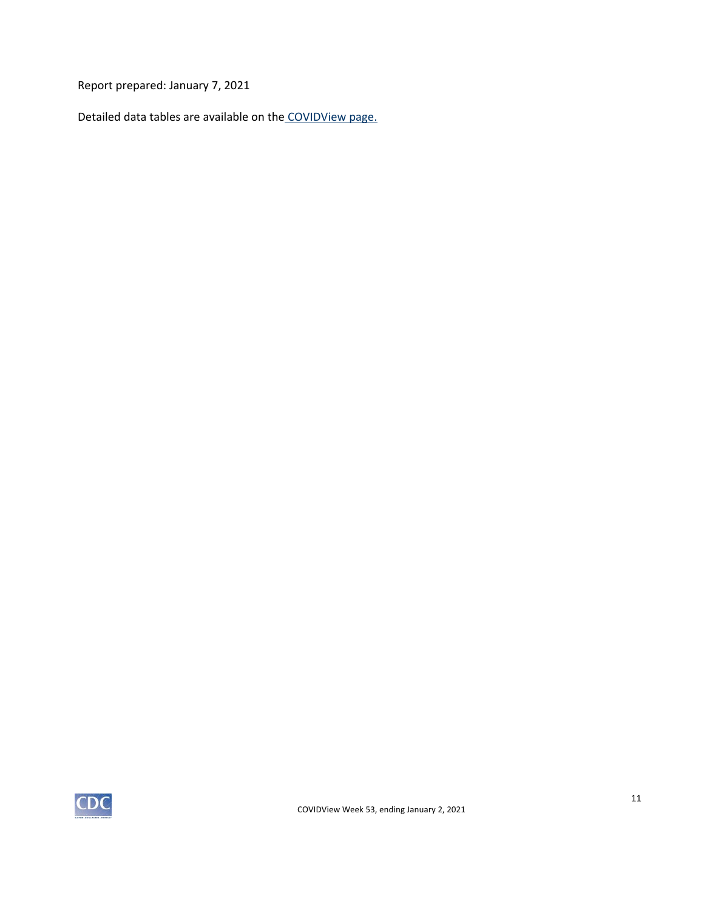Report prepared: January 7, 2021

Detailed data tables are available on the COVIDView page.